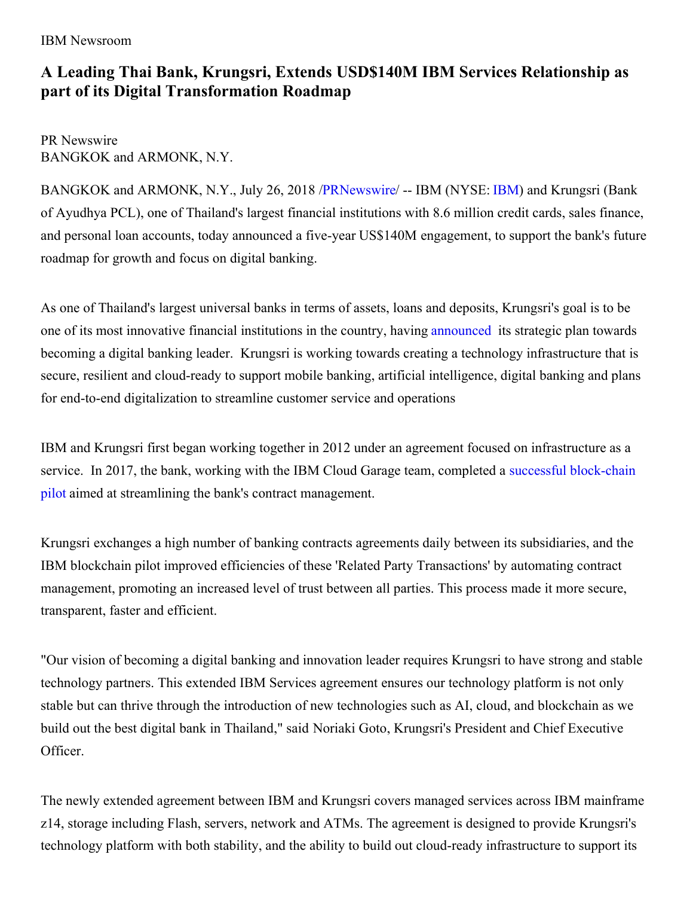IBM Newsroom

# A Leading Thai Bank, Krungsri, Extends USD$140M IBM Services Relationship as part of its Digital Transformation Roadmap

PR Newswire
BANGKOK and ARMONK, N.Y.

BANGKOK and ARMONK, N.Y., July 26, 2018 /PRNewswire/ -- IBM (NYSE: IBM) and Krungsri (Bank of Ayudhya PCL), one of Thailand's largest financial institutions with 8.6 million credit cards, sales finance, and personal loan accounts, today announced a five-year US$140M engagement, to support the bank's future roadmap for growth and focus on digital banking.

As one of Thailand's largest universal banks in terms of assets, loans and deposits, Krungsri's goal is to be one of its most innovative financial institutions in the country, having announced its strategic plan towards becoming a digital banking leader. Krungsri is working towards creating a technology infrastructure that is secure, resilient and cloud-ready to support mobile banking, artificial intelligence, digital banking and plans for end-to-end digitalization to streamline customer service and operations

IBM and Krungsri first began working together in 2012 under an agreement focused on infrastructure as a service. In 2017, the bank, working with the IBM Cloud Garage team, completed a successful block-chain pilot aimed at streamlining the bank's contract management.

Krungsri exchanges a high number of banking contracts agreements daily between its subsidiaries, and the IBM blockchain pilot improved efficiencies of these 'Related Party Transactions' by automating contract management, promoting an increased level of trust between all parties. This process made it more secure, transparent, faster and efficient.

"Our vision of becoming a digital banking and innovation leader requires Krungsri to have strong and stable technology partners. This extended IBM Services agreement ensures our technology platform is not only stable but can thrive through the introduction of new technologies such as AI, cloud, and blockchain as we build out the best digital bank in Thailand," said Noriaki Goto, Krungsri's President and Chief Executive Officer.

The newly extended agreement between IBM and Krungsri covers managed services across IBM mainframe z14, storage including Flash, servers, network and ATMs. The agreement is designed to provide Krungsri's technology platform with both stability, and the ability to build out cloud-ready infrastructure to support its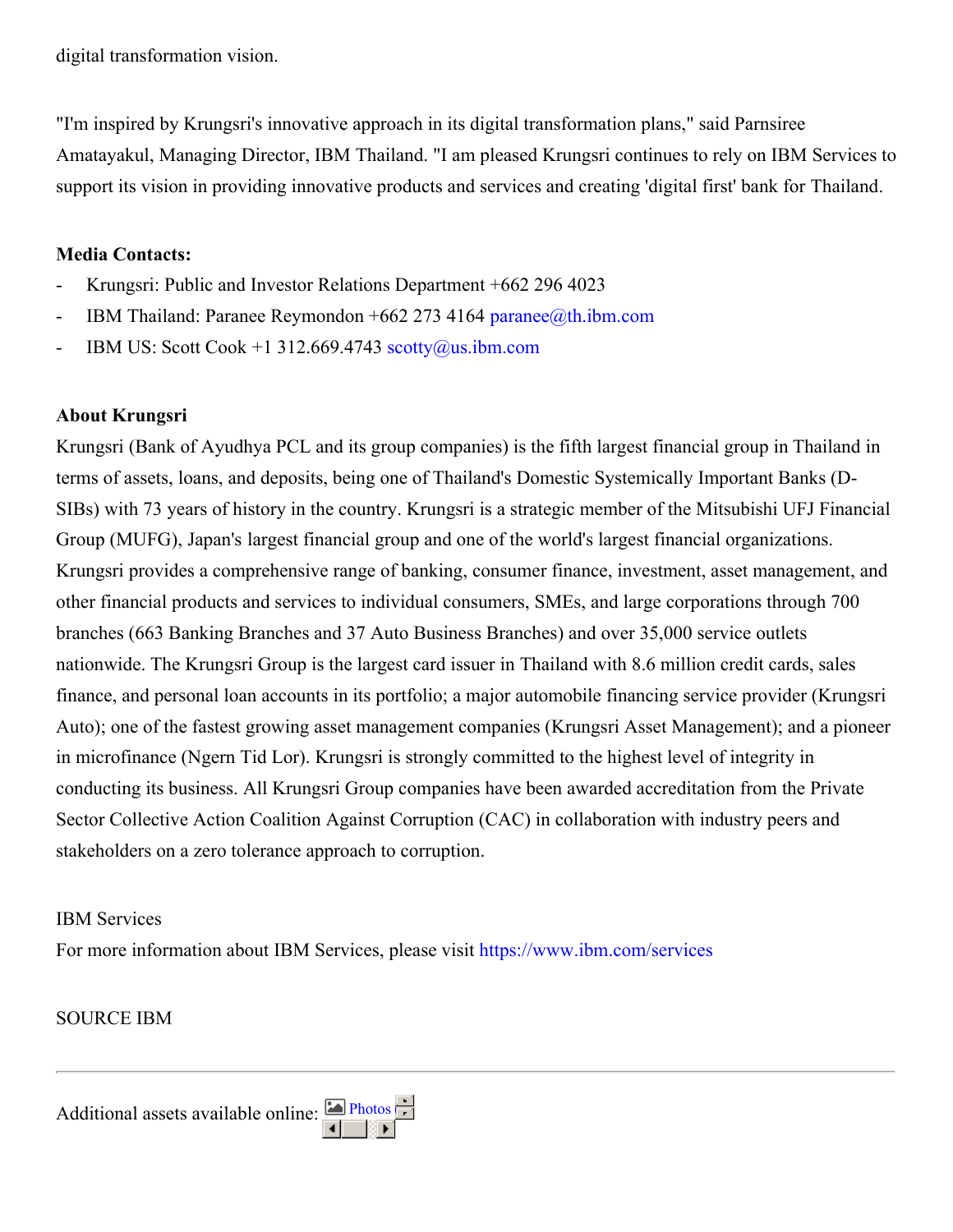digital transformation vision.

"I'm inspired by Krungsri's innovative approach in its digital transformation plans," said Parnsiree Amatayakul, Managing Director, IBM Thailand. "I am pleased Krungsri continues to rely on IBM Services to support its vision in providing innovative products and services and creating 'digital first' bank for Thailand.

**Media Contacts:**

- Krungsri: Public and Investor Relations Department +662 296 4023
- IBM Thailand: Paranee Reymondon +662 273 4164 paranee@th.ibm.com
- IBM US: Scott Cook +1 312.669.4743 scotty@us.ibm.com

**About Krungsri**

Krungsri (Bank of Ayudhya PCL and its group companies) is the fifth largest financial group in Thailand in terms of assets, loans, and deposits, being one of Thailand's Domestic Systemically Important Banks (D-SIBs) with 73 years of history in the country. Krungsri is a strategic member of the Mitsubishi UFJ Financial Group (MUFG), Japan's largest financial group and one of the world's largest financial organizations. Krungsri provides a comprehensive range of banking, consumer finance, investment, asset management, and other financial products and services to individual consumers, SMEs, and large corporations through 700 branches (663 Banking Branches and 37 Auto Business Branches) and over 35,000 service outlets nationwide. The Krungsri Group is the largest card issuer in Thailand with 8.6 million credit cards, sales finance, and personal loan accounts in its portfolio; a major automobile financing service provider (Krungsri Auto); one of the fastest growing asset management companies (Krungsri Asset Management); and a pioneer in microfinance (Ngern Tid Lor). Krungsri is strongly committed to the highest level of integrity in conducting its business. All Krungsri Group companies have been awarded accreditation from the Private Sector Collective Action Coalition Against Corruption (CAC) in collaboration with industry peers and stakeholders on a zero tolerance approach to corruption.

IBM Services

For more information about IBM Services, please visit https://www.ibm.com/services

SOURCE IBM

---

Additional assets available online: Photos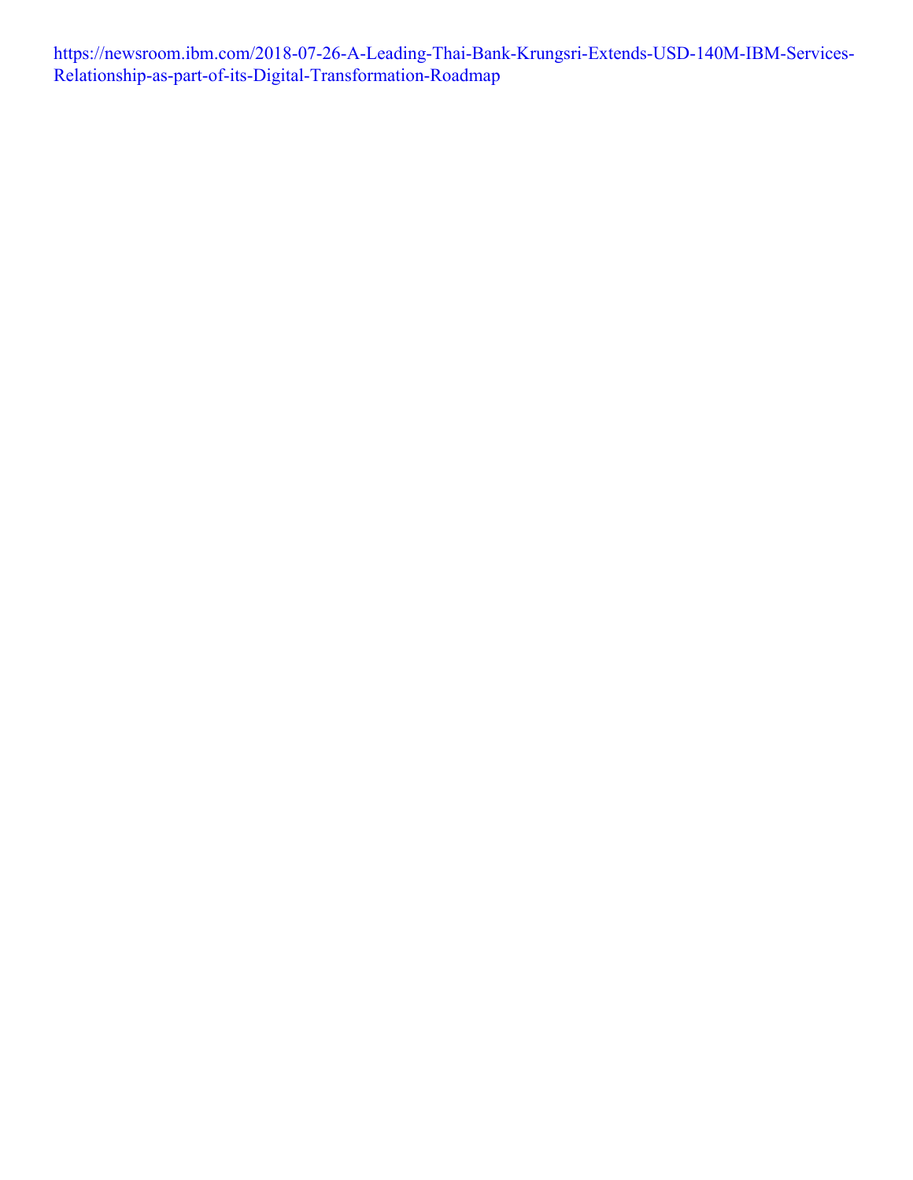https://newsroom.ibm.com/2018-07-26-A-Leading-Thai-Bank-Krungsri-Extends-USD-140M-IBM-Services-Relationship-as-part-of-its-Digital-Transformation-Roadmap